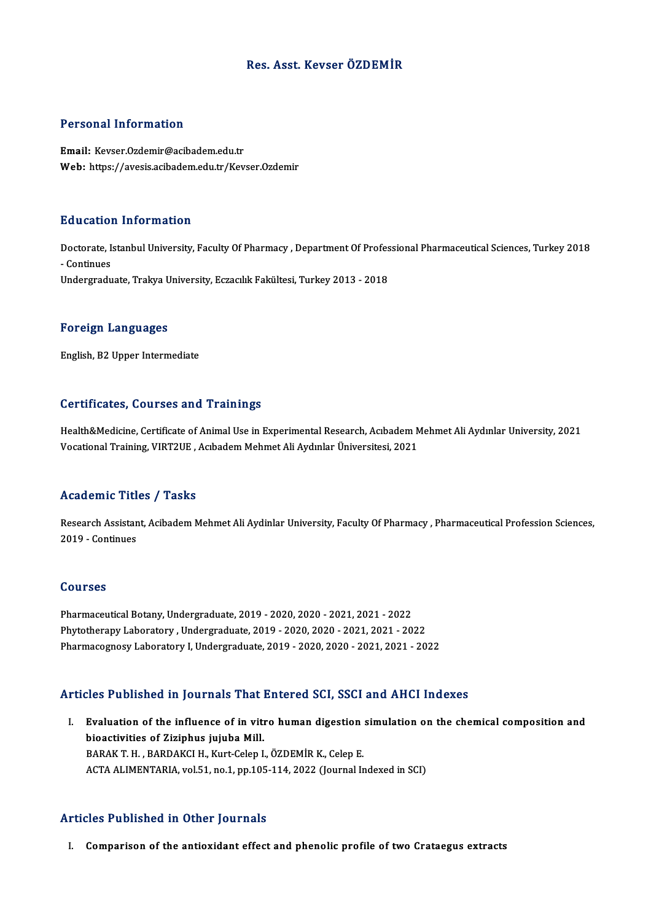# Res. Asst. Kevser ÖZDEMİR

## Personal Information

**Email:** Kevser.Ozdemir@acibadem.edu.tr
**Web:** https://avesis.acibadem.edu.tr/Kevser.Ozdemir

## Education Information

Doctorate, Istanbul University, Faculty Of Pharmacy , Department Of Professional Pharmaceutical Sciences, Turkey 2018 - Continues
Undergraduate, Trakya University, Eczacılık Fakültesi, Turkey 2013 - 2018

## Foreign Languages

English, B2 Upper Intermediate

## Certificates, Courses and Trainings

Health&Medicine, Certificate of Animal Use in Experimental Research, Acıbadem Mehmet Ali Aydınlar University, 2021
Vocational Training, VIRT2UE , Acıbadem Mehmet Ali Aydınlar Üniversitesi, 2021

## Academic Titles / Tasks

Research Assistant, Acibadem Mehmet Ali Aydinlar University, Faculty Of Pharmacy , Pharmaceutical Profession Sciences, 2019 - Continues

## Courses

Pharmaceutical Botany, Undergraduate, 2019 - 2020, 2020 - 2021, 2021 - 2022
Phytotherapy Laboratory , Undergraduate, 2019 - 2020, 2020 - 2021, 2021 - 2022
Pharmacognosy Laboratory I, Undergraduate, 2019 - 2020, 2020 - 2021, 2021 - 2022

## Articles Published in Journals That Entered SCI, SSCI and AHCI Indexes

I. **Evaluation of the influence of in vitro human digestion simulation on the chemical composition and bioactivities of Ziziphus jujuba Mill.**
BARAK T. H. , BARDAKCI H., Kurt-Celep I., ÖZDEMİR K., Celep E.
ACTA ALIMENTARIA, vol.51, no.1, pp.105-114, 2022 (Journal Indexed in SCI)

## Articles Published in Other Journals

I. **Comparison of the antioxidant effect and phenolic profile of two Crataegus extracts**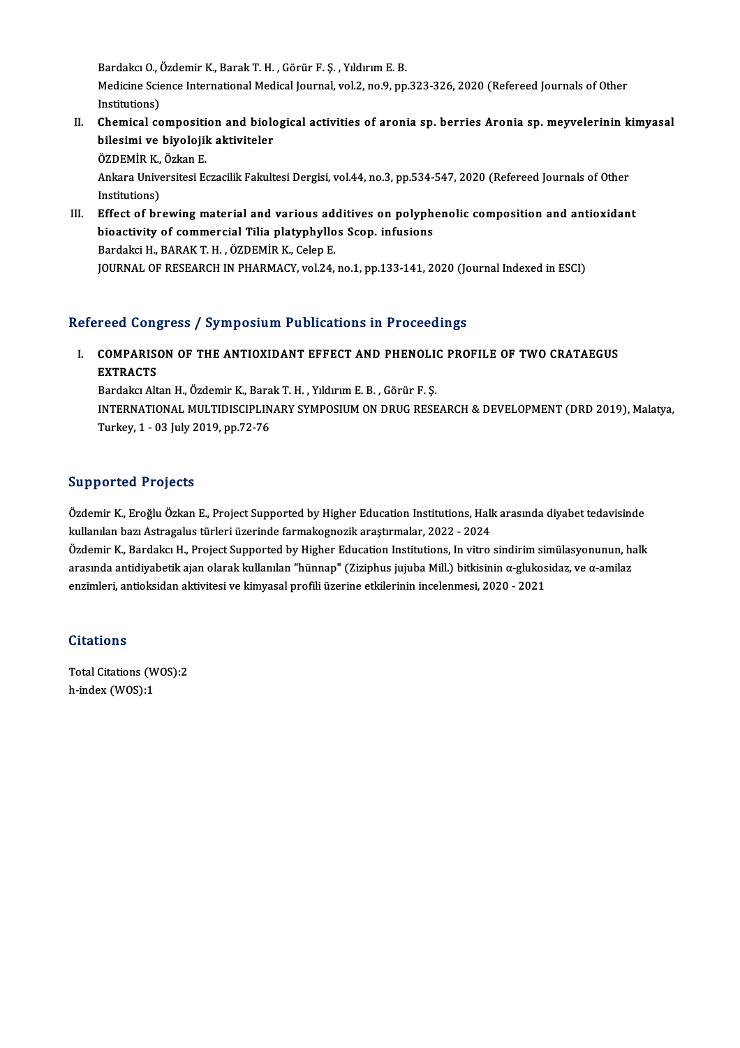Bardakcı O., Özdemir K., Barak T. H. , Görür F. Ş. , Yıldırım E. B.
Medicine Science International Medical Journal, vol.2, no.9, pp.323-326, 2020 (Refereed Journals of Other Institutions)

II. **Chemical composition and biological activities of aronia sp. berries Aronia sp. meyvelerinin kimyasal bilesimi ve biyolojik aktiviteler**
ÖZDEMİR K., Özkan E.
Ankara Universitesi Eczacilik Fakultesi Dergisi, vol.44, no.3, pp.534-547, 2020 (Refereed Journals of Other Institutions)

III. **Effect of brewing material and various additives on polyphenolic composition and antioxidant bioactivity of commercial Tilia platyphyllos Scop. infusions**
Bardakci H., BARAK T. H. , ÖZDEMİR K., Celep E.
JOURNAL OF RESEARCH IN PHARMACY, vol.24, no.1, pp.133-141, 2020 (Journal Indexed in ESCI)

## Refereed Congress / Symposium Publications in Proceedings

I. **COMPARISON OF THE ANTIOXIDANT EFFECT AND PHENOLIC PROFILE OF TWO CRATAEGUS EXTRACTS**
Bardakcı Altan H., Özdemir K., Barak T. H. , Yıldırım E. B. , Görür F. Ş.
INTERNATIONAL MULTIDISCIPLINARY SYMPOSIUM ON DRUG RESEARCH & DEVELOPMENT (DRD 2019), Malatya, Turkey, 1 - 03 July 2019, pp.72-76

## Supported Projects

Özdemir K., Eroğlu Özkan E., Project Supported by Higher Education Institutions, Halk arasında diyabet tedavisinde kullanılan bazı Astragalus türleri üzerinde farmakognozik araştırmalar, 2022 - 2024

Özdemir K., Bardakcı H., Project Supported by Higher Education Institutions, In vitro sindirim simülasyonunun, halk arasında antidiyabetik ajan olarak kullanılan "hünnap" (Ziziphus jujuba Mill.) bitkisinin α-glukosidaz, ve α-amilaz enzimleri, antioksidan aktivitesi ve kimyasal profili üzerine etkilerinin incelenmesi, 2020 - 2021

## Citations

Total Citations (WOS):2
h-index (WOS):1